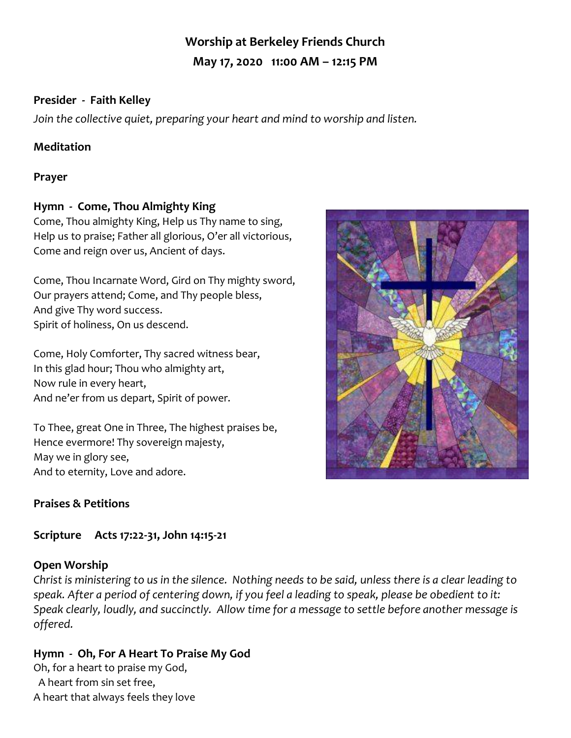# Worship at Berkeley Friends Church

## May 17, 2020 11:00 AM – 12:15 PM

**Presider - Faith Kelley**

*Join the collective quiet, preparing your heart and mind to worship and listen.*

**Meditation**

**Prayer**

**Hymn - Come, Thou Almighty King**

Come, Thou almighty King, Help us Thy name to sing,
Help us to praise; Father all glorious, O'er all victorious,
Come and reign over us, Ancient of days.

Come, Thou Incarnate Word, Gird on Thy mighty sword,
Our prayers attend; Come, and Thy people bless,
And give Thy word success.
Spirit of holiness, On us descend.

Come, Holy Comforter, Thy sacred witness bear,
In this glad hour; Thou who almighty art,
Now rule in every heart,
And ne'er from us depart, Spirit of power.

To Thee, great One in Three, The highest praises be,
Hence evermore! Thy sovereign majesty,
May we in glory see,
And to eternity, Love and adore.

**Praises & Petitions**

**Scripture Acts 17:22-31, John 14:15-21**

**Open Worship**

*Christ is ministering to us in the silence. Nothing needs to be said, unless there is a clear leading to speak. After a period of centering down, if you feel a leading to speak, please be obedient to it: Speak clearly, loudly, and succinctly. Allow time for a message to settle before another message is offered.*

**Hymn - Oh, For A Heart To Praise My God**

Oh, for a heart to praise my God,
A heart from sin set free,
A heart that always feels they love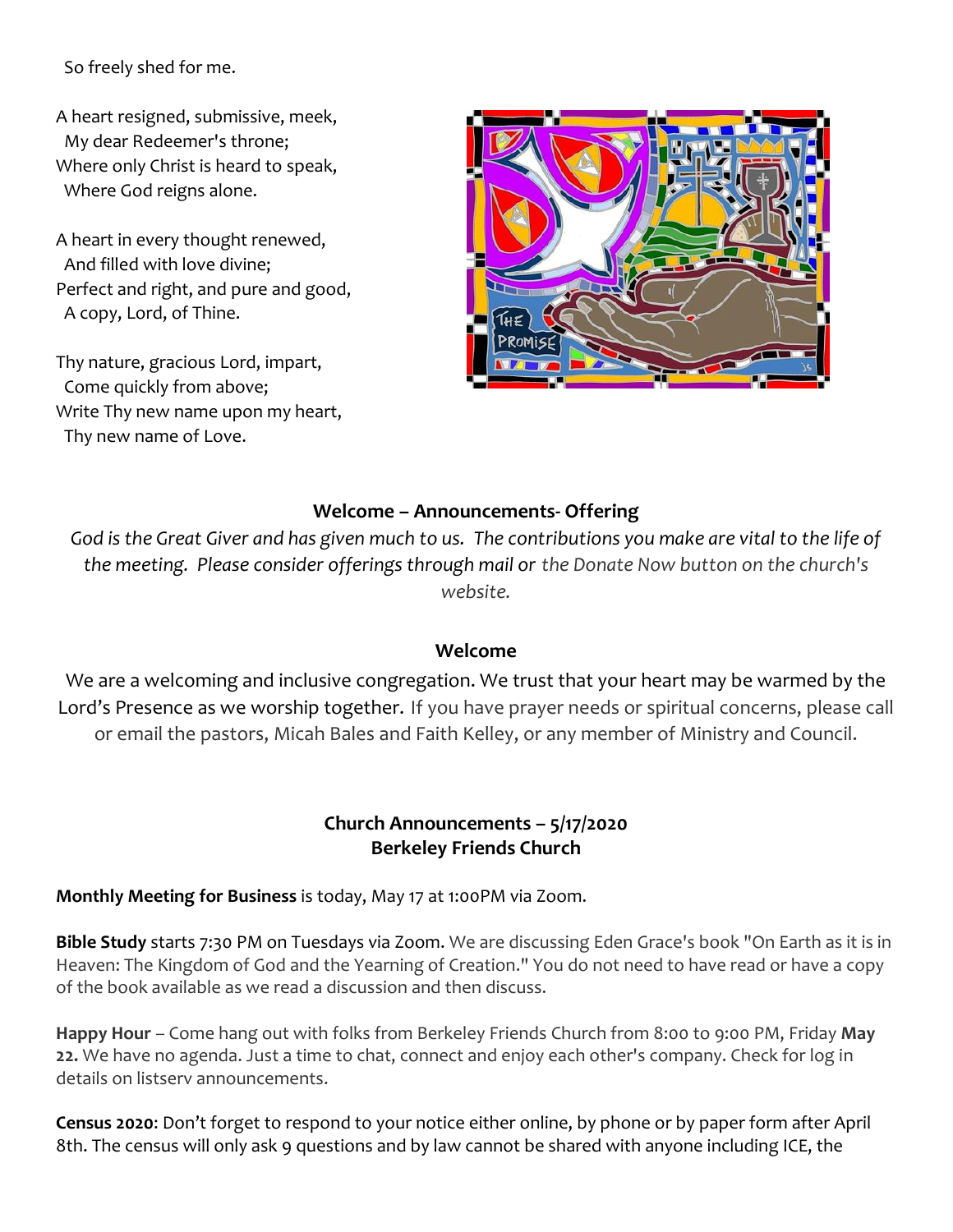So freely shed for me.

A heart resigned, submissive, meek,
My dear Redeemer's throne;
Where only Christ is heard to speak,
Where God reigns alone.

A heart in every thought renewed,
And filled with love divine;
Perfect and right, and pure and good,
A copy, Lord, of Thine.

Thy nature, gracious Lord, impart,
Come quickly from above;
Write Thy new name upon my heart,
Thy new name of Love.

**Welcome – Announcements- Offering**

*God is the Great Giver and has given much to us. The contributions you make are vital to the life of the meeting. Please consider offerings through mail or the Donate Now button on the church's website.*

**Welcome**

We are a welcoming and inclusive congregation. We trust that your heart may be warmed by the Lord's Presence as we worship together. If you have prayer needs or spiritual concerns, please call or email the pastors, Micah Bales and Faith Kelley, or any member of Ministry and Council.

**Church Announcements – 5/17/2020**
**Berkeley Friends Church**

**Monthly Meeting for Business** is today, May 17 at 1:00PM via Zoom.

**Bible Study** starts 7:30 PM on Tuesdays via Zoom. We are discussing Eden Grace's book "On Earth as it is in Heaven: The Kingdom of God and the Yearning of Creation." You do not need to have read or have a copy of the book available as we read a discussion and then discuss.

**Happy Hour** – Come hang out with folks from Berkeley Friends Church from 8:00 to 9:00 PM, Friday **May 22.** We have no agenda. Just a time to chat, connect and enjoy each other's company. Check for log in details on listserv announcements.

**Census 2020**: Don't forget to respond to your notice either online, by phone or by paper form after April 8th. The census will only ask 9 questions and by law cannot be shared with anyone including ICE, the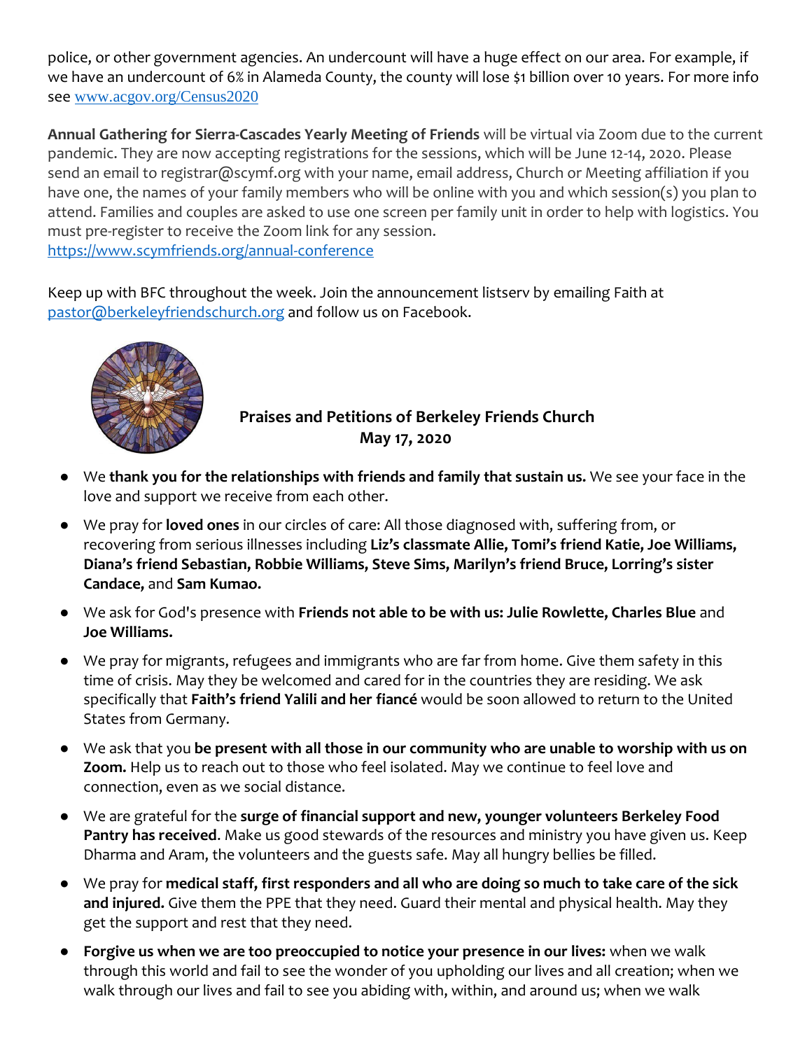police, or other government agencies. An undercount will have a huge effect on our area. For example, if we have an undercount of 6% in Alameda County, the county will lose $1 billion over 10 years. For more info see www.acgov.org/Census2020

**Annual Gathering for Sierra-Cascades Yearly Meeting of Friends** will be virtual via Zoom due to the current pandemic. They are now accepting registrations for the sessions, which will be June 12-14, 2020. Please send an email to registrar@scymf.org with your name, email address, Church or Meeting affiliation if you have one, the names of your family members who will be online with you and which session(s) you plan to attend. Families and couples are asked to use one screen per family unit in order to help with logistics. You must pre-register to receive the Zoom link for any session.
https://www.scymfriends.org/annual-conference

Keep up with BFC throughout the week. Join the announcement listserv by emailing Faith at pastor@berkeleyfriendschurch.org and follow us on Facebook.

**Praises and Petitions of Berkeley Friends Church**
**May 17, 2020**

- We **thank you for the relationships with friends and family that sustain us.** We see your face in the love and support we receive from each other.
- We pray for **loved ones** in our circles of care: All those diagnosed with, suffering from, or recovering from serious illnesses including **Liz's classmate Allie, Tomi's friend Katie, Joe Williams, Diana's friend Sebastian, Robbie Williams, Steve Sims, Marilyn's friend Bruce, Lorring's sister Candace,** and **Sam Kumao.**
- We ask for God's presence with **Friends not able to be with us: Julie Rowlette, Charles Blue** and **Joe Williams.**
- We pray for migrants, refugees and immigrants who are far from home. Give them safety in this time of crisis. May they be welcomed and cared for in the countries they are residing. We ask specifically that **Faith's friend Yalili and her fiancé** would be soon allowed to return to the United States from Germany.
- We ask that you **be present with all those in our community who are unable to worship with us on Zoom.** Help us to reach out to those who feel isolated. May we continue to feel love and connection, even as we social distance.
- We are grateful for the **surge of financial support and new, younger volunteers Berkeley Food Pantry has received**. Make us good stewards of the resources and ministry you have given us. Keep Dharma and Aram, the volunteers and the guests safe. May all hungry bellies be filled.
- We pray for **medical staff, first responders and all who are doing so much to take care of the sick and injured.** Give them the PPE that they need. Guard their mental and physical health. May they get the support and rest that they need.
- **Forgive us when we are too preoccupied to notice your presence in our lives:** when we walk through this world and fail to see the wonder of you upholding our lives and all creation; when we walk through our lives and fail to see you abiding with, within, and around us; when we walk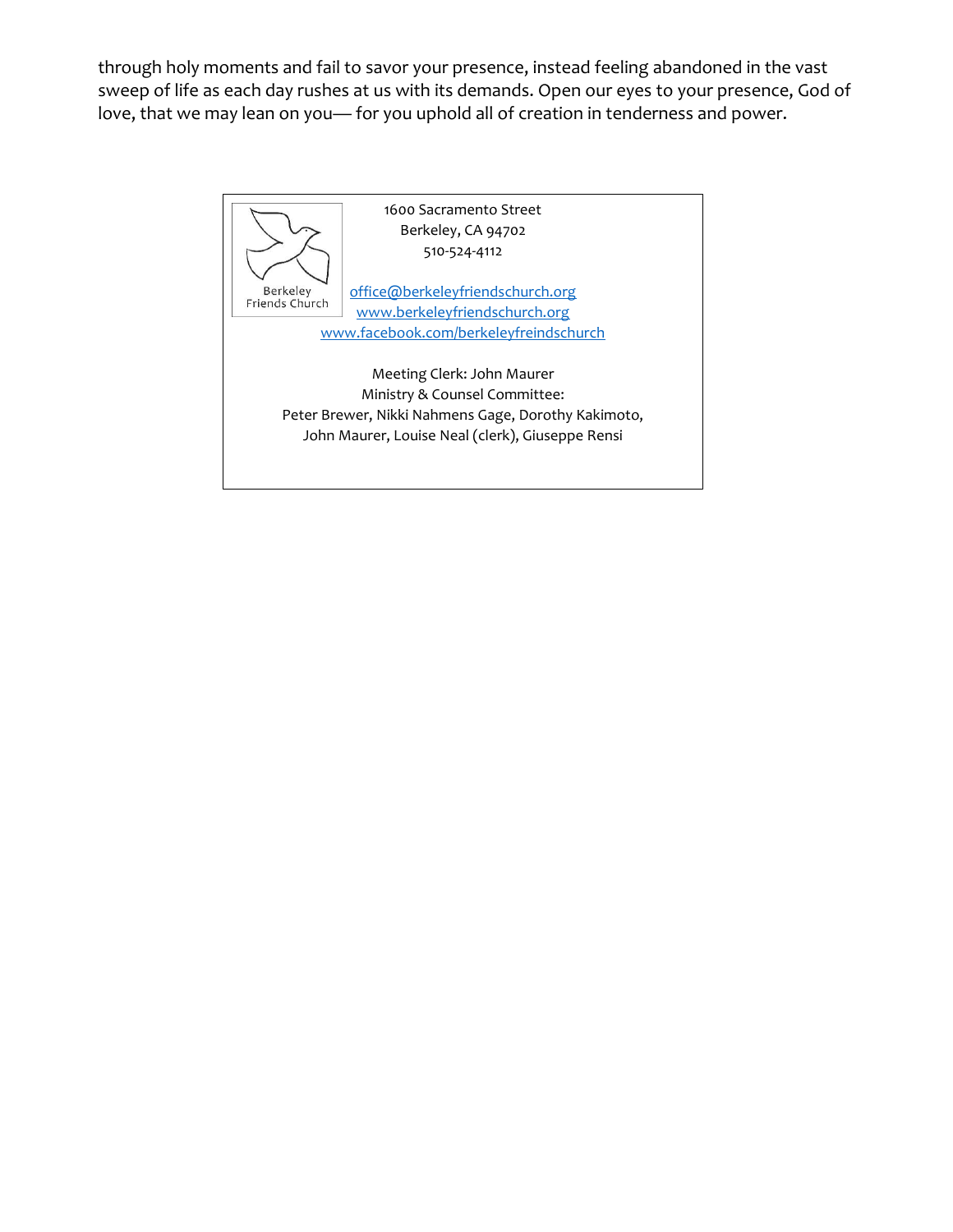through holy moments and fail to savor your presence, instead feeling abandoned in the vast sweep of life as each day rushes at us with its demands. Open our eyes to your presence, God of love, that we may lean on you— for you uphold all of creation in tenderness and power.

Berkeley Friends Church

1600 Sacramento Street
Berkeley, CA 94702
510-524-4112

office@berkeleyfriendschurch.org
www.berkeleyfriendschurch.org
www.facebook.com/berkeleyfreindschurch

Meeting Clerk: John Maurer
Ministry & Counsel Committee:
Peter Brewer, Nikki Nahmens Gage, Dorothy Kakimoto,
John Maurer, Louise Neal (clerk), Giuseppe Rensi